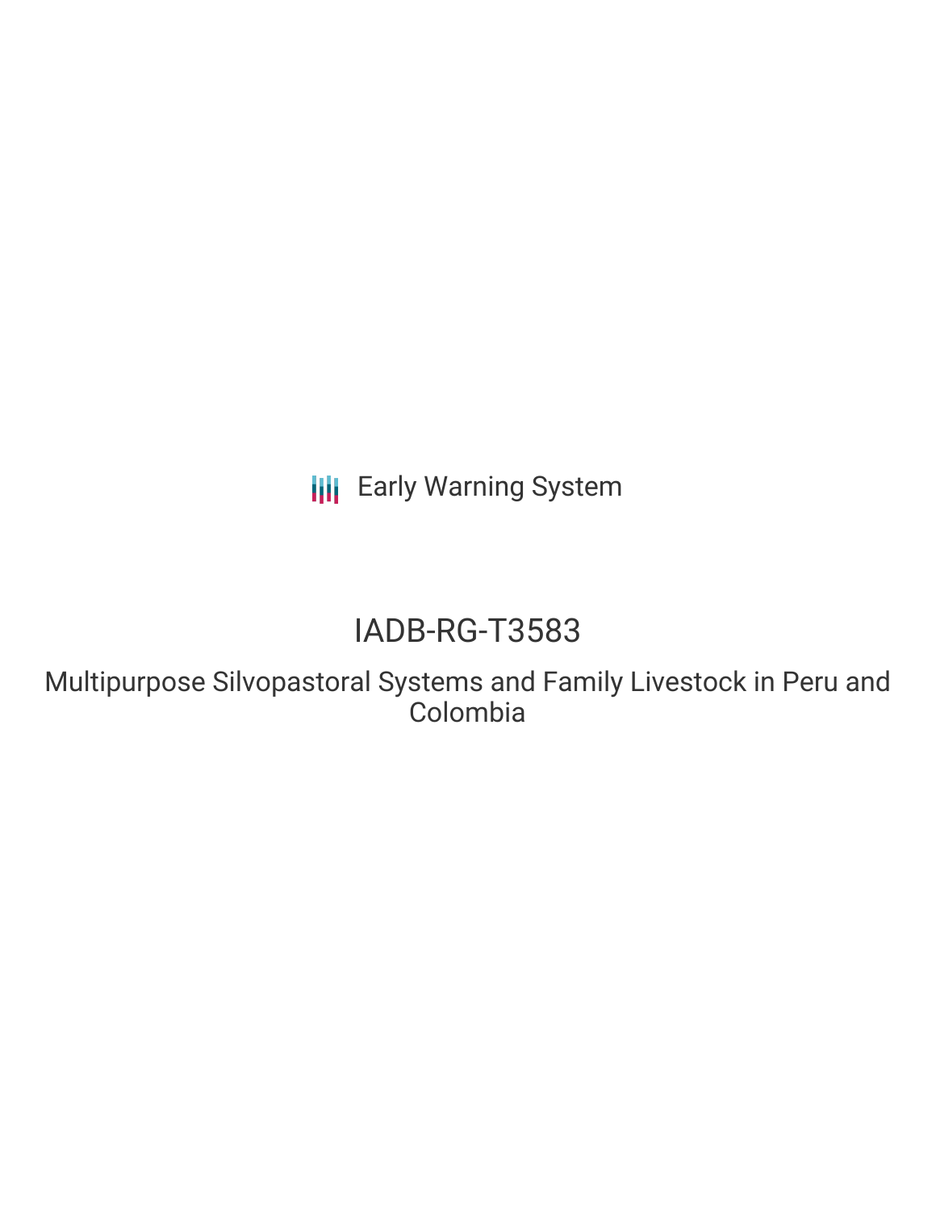Early Warning System

# IADB-RG-T3583

## Multipurpose Silvopastoral Systems and Family Livestock in Peru and Colombia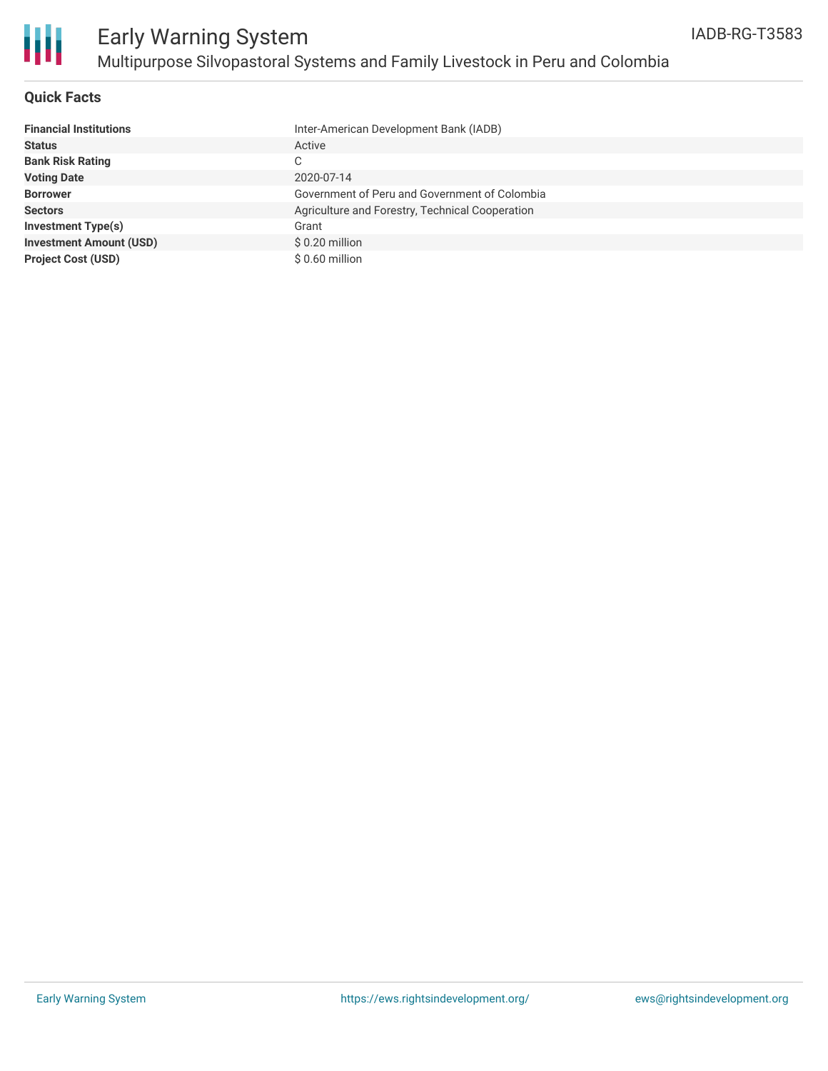# Early Warning System

## Multipurpose Silvopastoral Systems and Family Livestock in Peru and Colombia

IADB-RG-T3583

### Quick Facts

| | |
|---|---|
| **Financial Institutions** | Inter-American Development Bank (IADB) |
| **Status** | Active |
| **Bank Risk Rating** | C |
| **Voting Date** | 2020-07-14 |
| **Borrower** | Government of Peru and Government of Colombia |
| **Sectors** | Agriculture and Forestry, Technical Cooperation |
| **Investment Type(s)** | Grant |
| **Investment Amount (USD)** | $ 0.20 million |
| **Project Cost (USD)** | $ 0.60 million |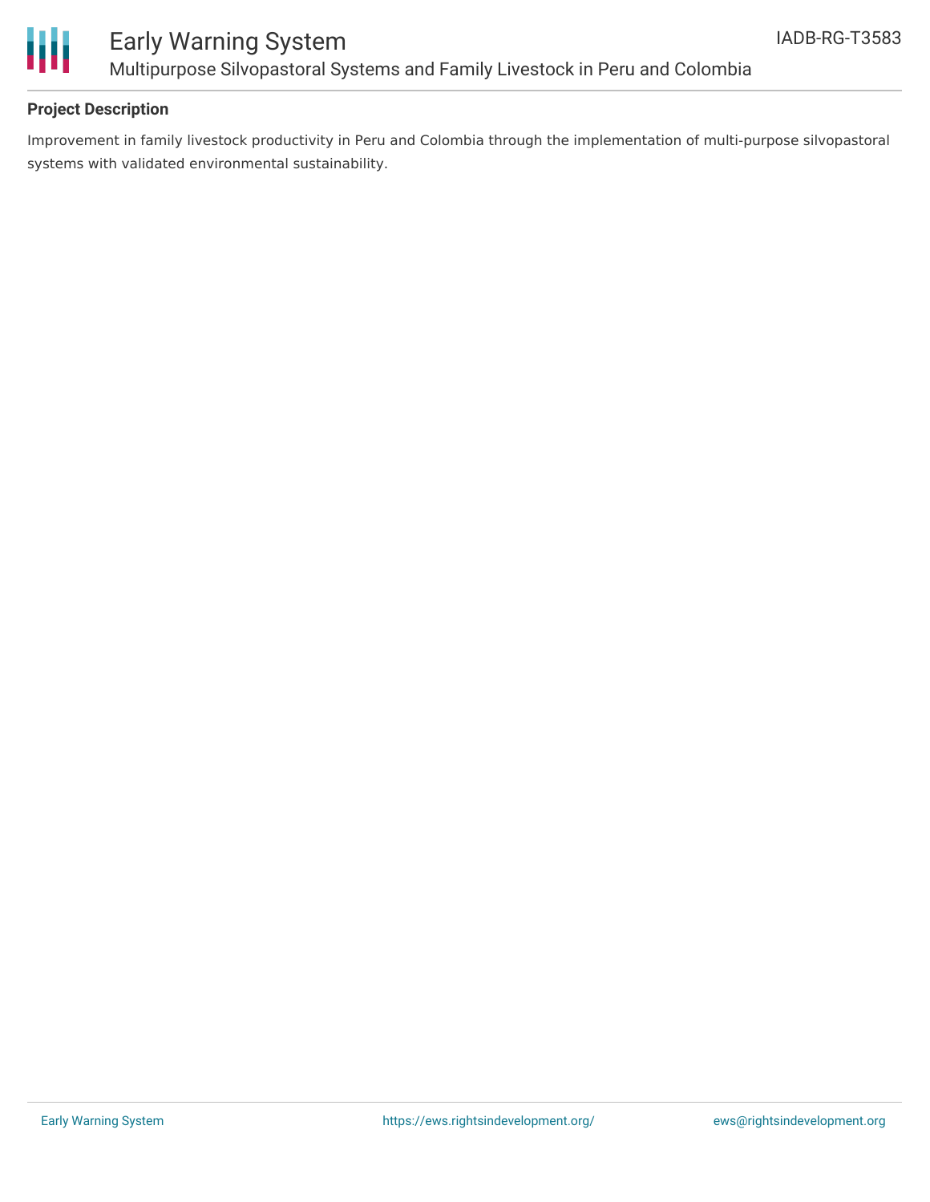**Project Description**

Improvement in family livestock productivity in Peru and Colombia through the implementation of multi-purpose silvopastoral systems with validated environmental sustainability.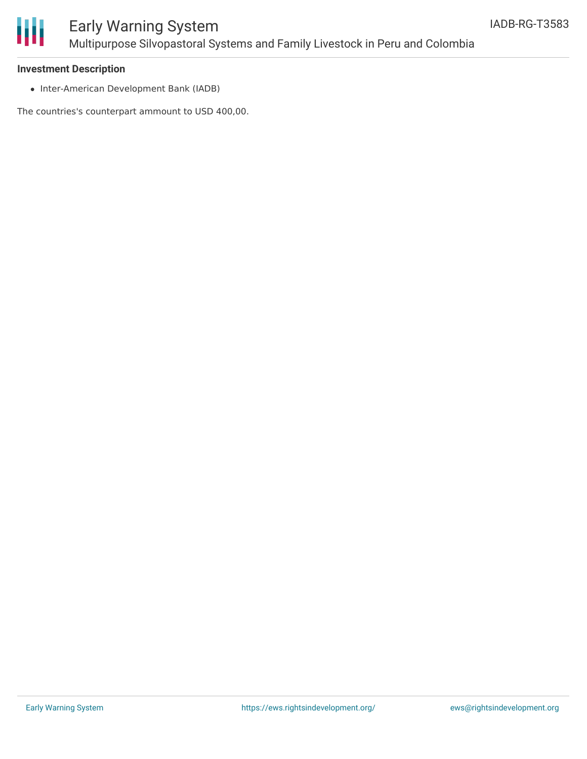**Investment Description**

- Inter-American Development Bank (IADB)

The countries's counterpart ammount to USD 400,00.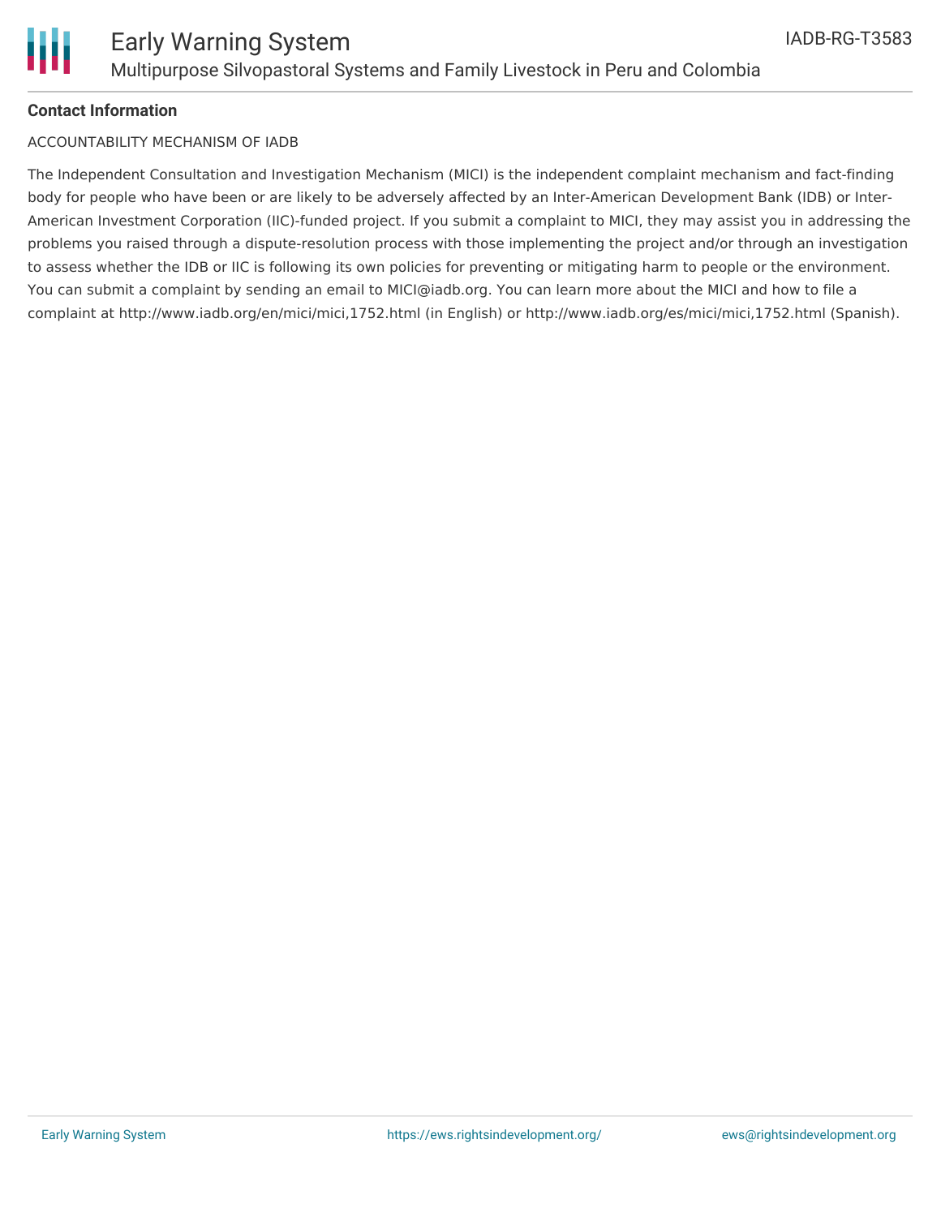**Contact Information**

ACCOUNTABILITY MECHANISM OF IADB

The Independent Consultation and Investigation Mechanism (MICI) is the independent complaint mechanism and fact-finding body for people who have been or are likely to be adversely affected by an Inter-American Development Bank (IDB) or Inter-American Investment Corporation (IIC)-funded project. If you submit a complaint to MICI, they may assist you in addressing the problems you raised through a dispute-resolution process with those implementing the project and/or through an investigation to assess whether the IDB or IIC is following its own policies for preventing or mitigating harm to people or the environment. You can submit a complaint by sending an email to MICI@iadb.org. You can learn more about the MICI and how to file a complaint at http://www.iadb.org/en/mici/mici,1752.html (in English) or http://www.iadb.org/es/mici/mici,1752.html (Spanish).